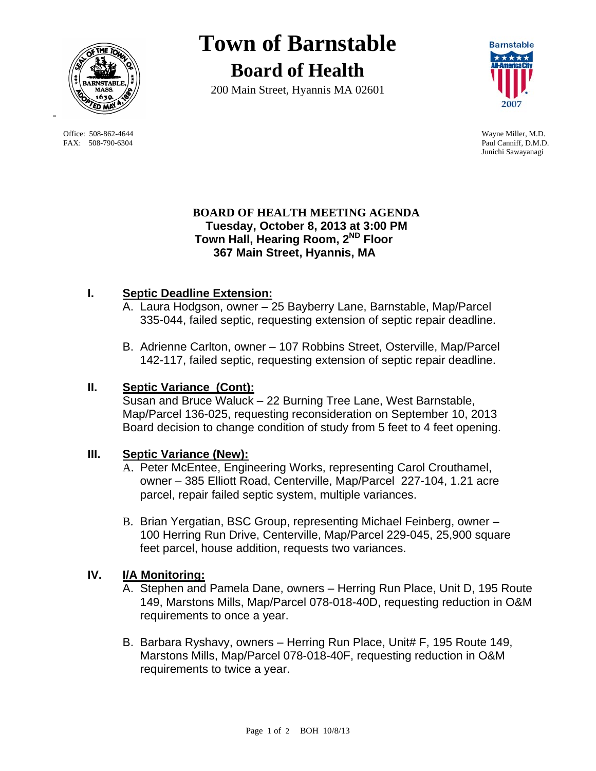# Town of Barnstable

## Board of Health

200 Main Street, Hyannis MA 02601

Office: 508-862-4644
FAX: 508-790-6304

Wayne Miller, M.D.
Paul Canniff, D.M.D.
Junichi Sawayanagi

**BOARD OF HEALTH MEETING AGENDA**
**Tuesday, October 8, 2013 at 3:00 PM**
**Town Hall, Hearing Room, 2ND Floor**
**367 Main Street, Hyannis, MA**

## I. Septic Deadline Extension:

A. Laura Hodgson, owner – 25 Bayberry Lane, Barnstable, Map/Parcel 335-044, failed septic, requesting extension of septic repair deadline.

B. Adrienne Carlton, owner – 107 Robbins Street, Osterville, Map/Parcel 142-117, failed septic, requesting extension of septic repair deadline.

## II. Septic Variance (Cont):

Susan and Bruce Waluck – 22 Burning Tree Lane, West Barnstable, Map/Parcel 136-025, requesting reconsideration on September 10, 2013 Board decision to change condition of study from 5 feet to 4 feet opening.

## III. Septic Variance (New):

A. Peter McEntee, Engineering Works, representing Carol Crouthamel, owner – 385 Elliott Road, Centerville, Map/Parcel 227-104, 1.21 acre parcel, repair failed septic system, multiple variances.

B. Brian Yergatian, BSC Group, representing Michael Feinberg, owner – 100 Herring Run Drive, Centerville, Map/Parcel 229-045, 25,900 square feet parcel, house addition, requests two variances.

## IV. I/A Monitoring:

A. Stephen and Pamela Dane, owners – Herring Run Place, Unit D, 195 Route 149, Marstons Mills, Map/Parcel 078-018-40D, requesting reduction in O&M requirements to once a year.

B. Barbara Ryshavy, owners – Herring Run Place, Unit# F, 195 Route 149, Marstons Mills, Map/Parcel 078-018-40F, requesting reduction in O&M requirements to twice a year.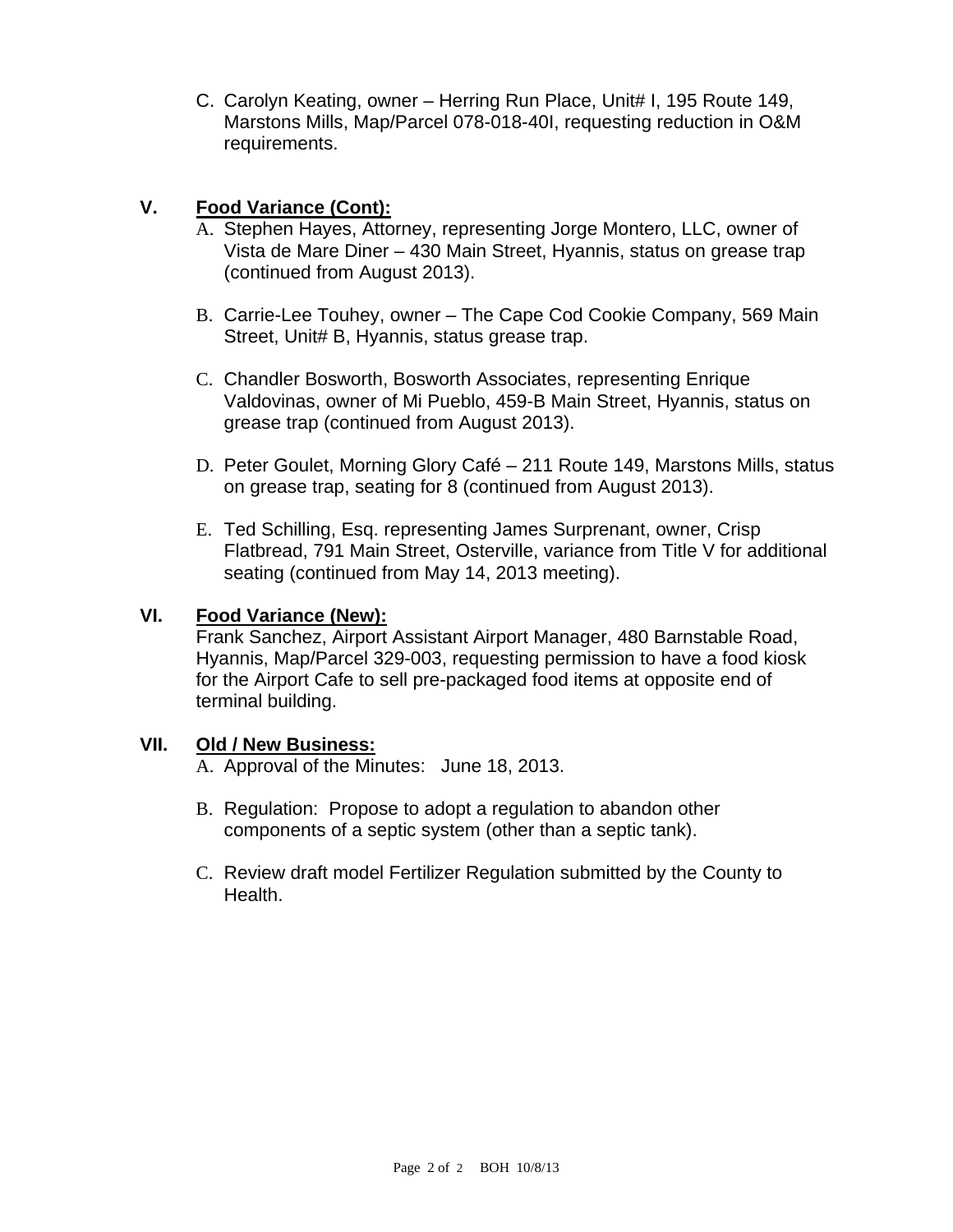C. Carolyn Keating, owner – Herring Run Place, Unit# I, 195 Route 149, Marstons Mills, Map/Parcel 078-018-40I, requesting reduction in O&M requirements.

## V. Food Variance (Cont):

A. Stephen Hayes, Attorney, representing Jorge Montero, LLC, owner of Vista de Mare Diner – 430 Main Street, Hyannis, status on grease trap (continued from August 2013).

B. Carrie-Lee Touhey, owner – The Cape Cod Cookie Company, 569 Main Street, Unit# B, Hyannis, status grease trap.

C. Chandler Bosworth, Bosworth Associates, representing Enrique Valdovinas, owner of Mi Pueblo, 459-B Main Street, Hyannis, status on grease trap (continued from August 2013).

D. Peter Goulet, Morning Glory Café – 211 Route 149, Marstons Mills, status on grease trap, seating for 8 (continued from August 2013).

E. Ted Schilling, Esq. representing James Surprenant, owner, Crisp Flatbread, 791 Main Street, Osterville, variance from Title V for additional seating (continued from May 14, 2013 meeting).

## VI. Food Variance (New):

Frank Sanchez, Airport Assistant Airport Manager, 480 Barnstable Road, Hyannis, Map/Parcel 329-003, requesting permission to have a food kiosk for the Airport Cafe to sell pre-packaged food items at opposite end of terminal building.

## VII. Old / New Business:

A. Approval of the Minutes: June 18, 2013.

B. Regulation: Propose to adopt a regulation to abandon other components of a septic system (other than a septic tank).

C. Review draft model Fertilizer Regulation submitted by the County to Health.